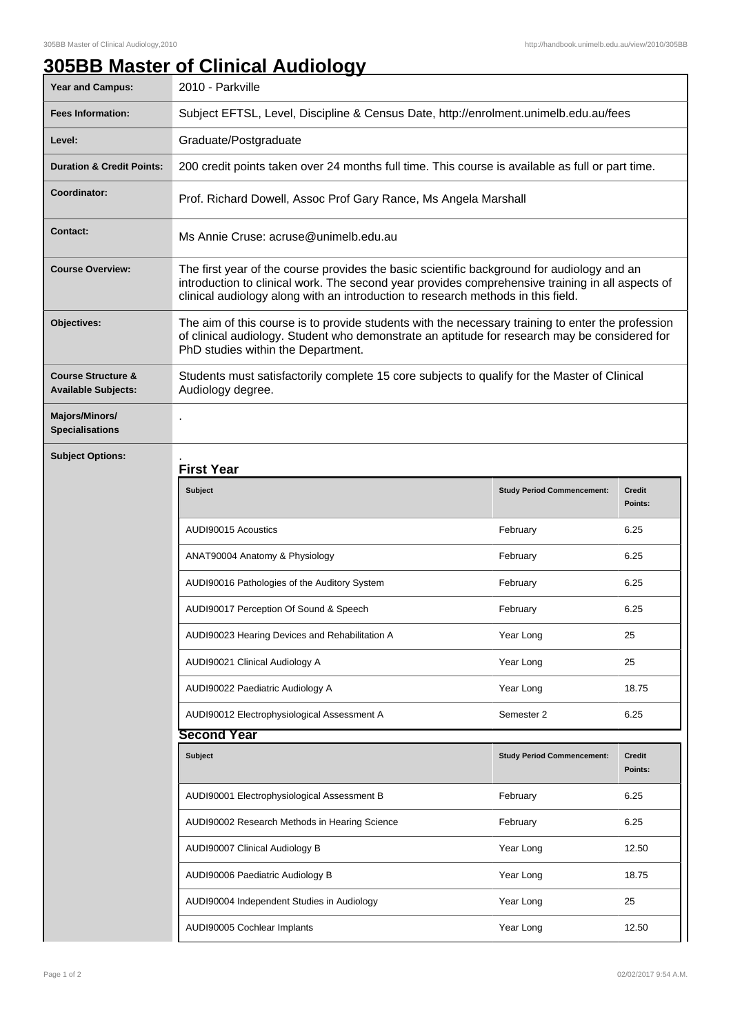# 305BB Master of Clinical Audiology

| | |
|---|---|
| **Year and Campus:** | 2010 - Parkville |
| **Fees Information:** | Subject EFTSL, Level, Discipline & Census Date, http://enrolment.unimelb.edu.au/fees |
| **Level:** | Graduate/Postgraduate |
| **Duration & Credit Points:** | 200 credit points taken over 24 months full time. This course is available as full or part time. |
| **Coordinator:** | Prof. Richard Dowell, Assoc Prof Gary Rance, Ms Angela Marshall |
| **Contact:** | Ms Annie Cruse: acruse@unimelb.edu.au |
| **Course Overview:** | The first year of the course provides the basic scientific background for audiology and an introduction to clinical work. The second year provides comprehensive training in all aspects of clinical audiology along with an introduction to research methods in this field. |
| **Objectives:** | The aim of this course is to provide students with the necessary training to enter the profession of clinical audiology. Student who demonstrate an aptitude for research may be considered for PhD studies within the Department. |
| **Course Structure & Available Subjects:** | Students must satisfactorily complete 15 core subjects to qualify for the Master of Clinical Audiology degree. |
| **Majors/Minors/ Specialisations** | . |
| **Subject Options:** | . |

### First Year

| Subject | Study Period Commencement: | Credit Points: |
|---|---|---|
| AUDI90015 Acoustics | February | 6.25 |
| ANAT90004 Anatomy & Physiology | February | 6.25 |
| AUDI90016 Pathologies of the Auditory System | February | 6.25 |
| AUDI90017 Perception Of Sound & Speech | February | 6.25 |
| AUDI90023 Hearing Devices and Rehabilitation A | Year Long | 25 |
| AUDI90021 Clinical Audiology A | Year Long | 25 |
| AUDI90022 Paediatric Audiology A | Year Long | 18.75 |
| AUDI90012 Electrophysiological Assessment A | Semester 2 | 6.25 |

### Second Year

| Subject | Study Period Commencement: | Credit Points: |
|---|---|---|
| AUDI90001 Electrophysiological Assessment B | February | 6.25 |
| AUDI90002 Research Methods in Hearing Science | February | 6.25 |
| AUDI90007 Clinical Audiology B | Year Long | 12.50 |
| AUDI90006 Paediatric Audiology B | Year Long | 18.75 |
| AUDI90004 Independent Studies in Audiology | Year Long | 25 |
| AUDI90005 Cochlear Implants | Year Long | 12.50 |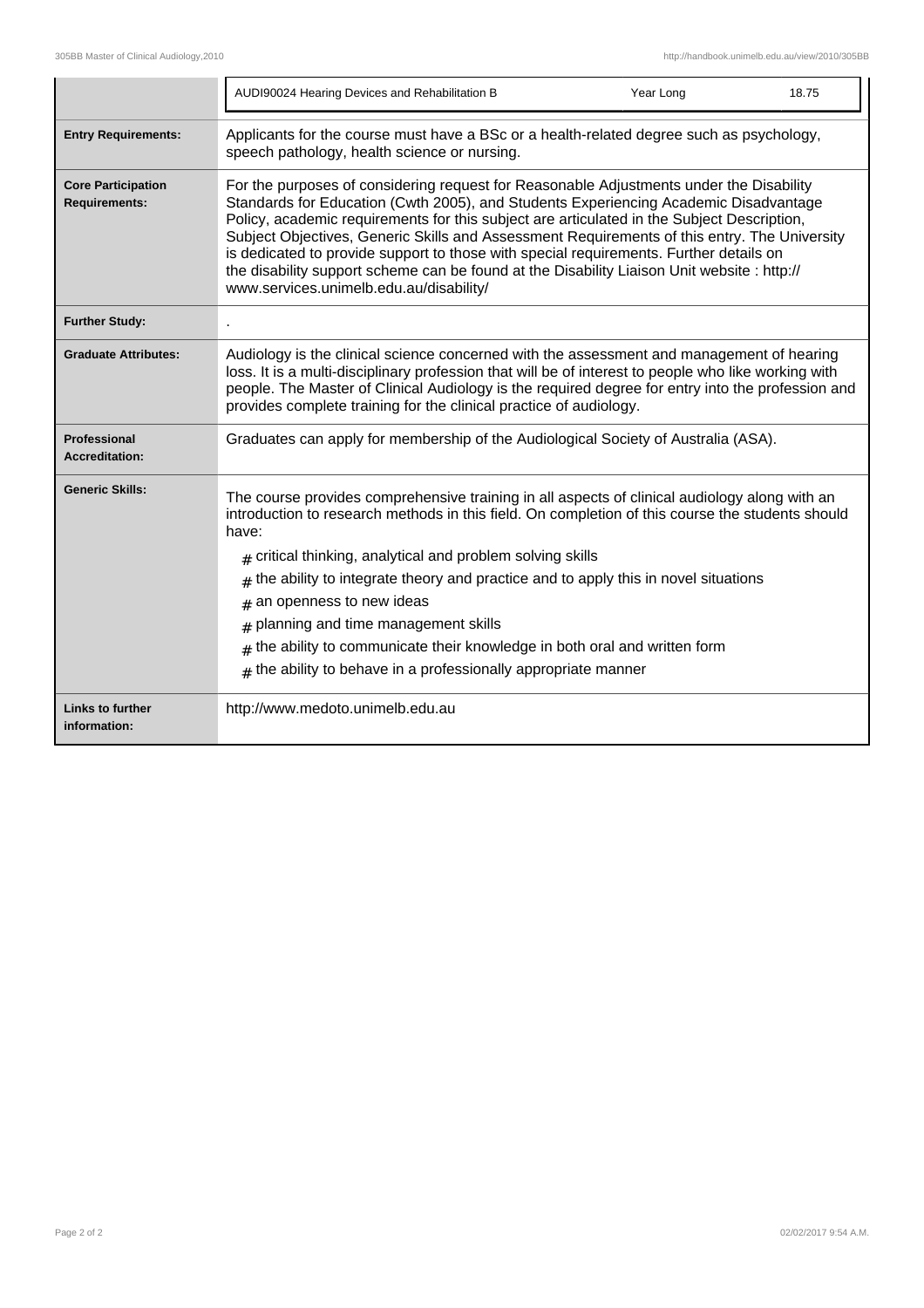| | | | |
|---|---|---|---|
| | AUDI90024 Hearing Devices and Rehabilitation B | Year Long | 18.75 |

| | |
|---|---|
| **Entry Requirements:** | Applicants for the course must have a BSc or a health-related degree such as psychology, speech pathology, health science or nursing. |
| **Core Participation Requirements:** | For the purposes of considering request for Reasonable Adjustments under the Disability Standards for Education (Cwth 2005), and Students Experiencing Academic Disadvantage Policy, academic requirements for this subject are articulated in the Subject Description, Subject Objectives, Generic Skills and Assessment Requirements of this entry. The University is dedicated to provide support to those with special requirements. Further details on the disability support scheme can be found at the Disability Liaison Unit website : http://www.services.unimelb.edu.au/disability/ |
| **Further Study:** | . |
| **Graduate Attributes:** | Audiology is the clinical science concerned with the assessment and management of hearing loss. It is a multi-disciplinary profession that will be of interest to people who like working with people. The Master of Clinical Audiology is the required degree for entry into the profession and provides complete training for the clinical practice of audiology. |
| **Professional Accreditation:** | Graduates can apply for membership of the Audiological Society of Australia (ASA). |
| **Generic Skills:** | The course provides comprehensive training in all aspects of clinical audiology along with an introduction to research methods in this field. On completion of this course the students should have:<br># critical thinking, analytical and problem solving skills<br># the ability to integrate theory and practice and to apply this in novel situations<br># an openness to new ideas<br># planning and time management skills<br># the ability to communicate their knowledge in both oral and written form<br># the ability to behave in a professionally appropriate manner |
| **Links to further information:** | http://www.medoto.unimelb.edu.au |